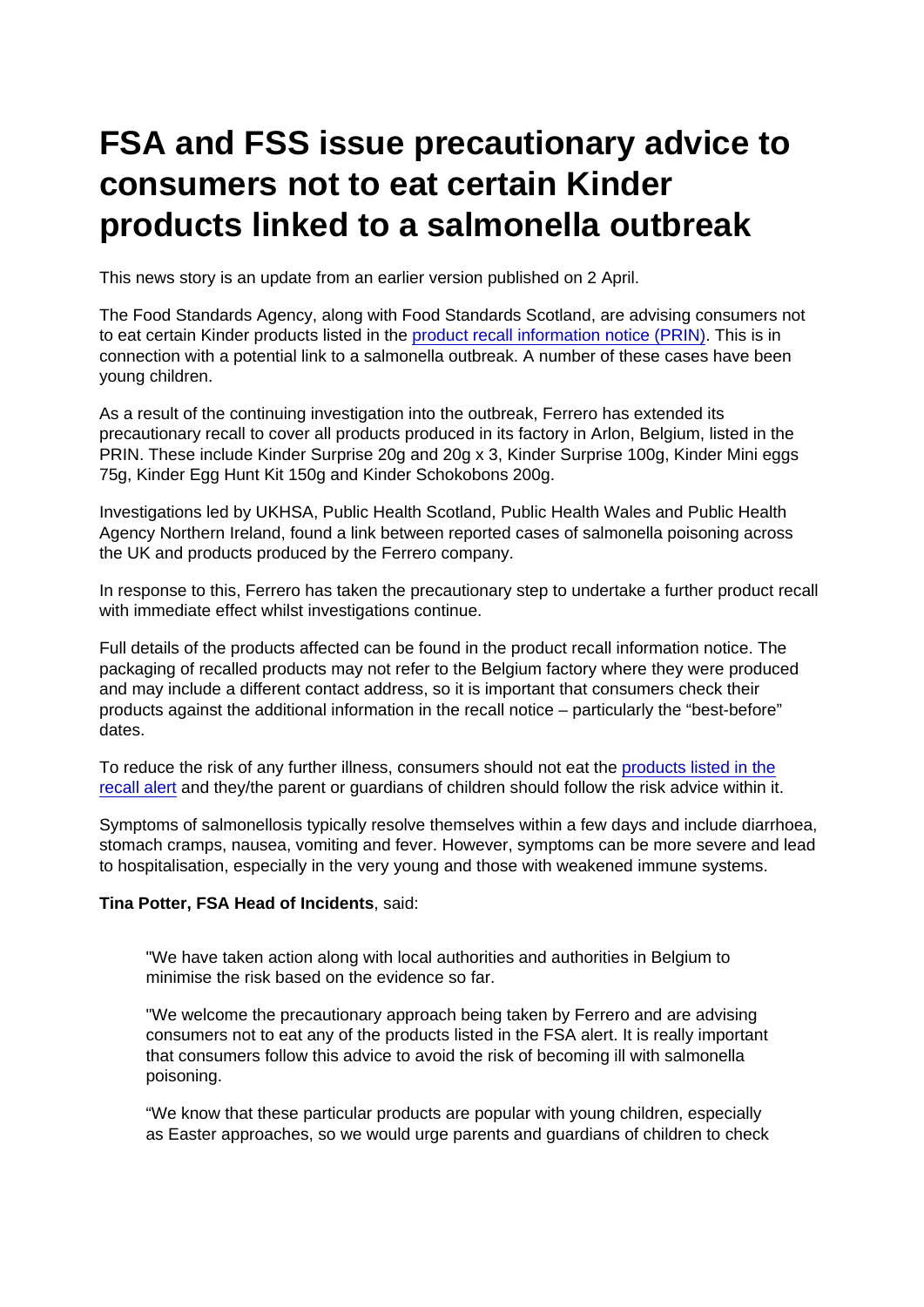# FSA and FSS issue precautionary advice to consumers not to eat certain Kinder products linked to a salmonella outbreak

This news story is an update from an earlier version published on 2 April.

The Food Standards Agency, along with Food Standards Scotland, are advising consumers not to eat certain Kinder products listed in the product recall information notice (PRIN). This is in connection with a potential link to a salmonella outbreak. A number of these cases have been young children.

As a result of the continuing investigation into the outbreak, Ferrero has extended its precautionary recall to cover all products produced in its factory in Arlon, Belgium, listed in the PRIN. These include Kinder Surprise 20g and 20g x 3, Kinder Surprise 100g, Kinder Mini eggs 75g, Kinder Egg Hunt Kit 150g and Kinder Schokobons 200g.

Investigations led by UKHSA, Public Health Scotland, Public Health Wales and Public Health Agency Northern Ireland, found a link between reported cases of salmonella poisoning across the UK and products produced by the Ferrero company.

In response to this, Ferrero has taken the precautionary step to undertake a further product recall with immediate effect whilst investigations continue.

Full details of the products affected can be found in the product recall information notice. The packaging of recalled products may not refer to the Belgium factory where they were produced and may include a different contact address, so it is important that consumers check their products against the additional information in the recall notice – particularly the "best-before" dates.

To reduce the risk of any further illness, consumers should not eat the products listed in the recall alert and they/the parent or guardians of children should follow the risk advice within it.

Symptoms of salmonellosis typically resolve themselves within a few days and include diarrhoea, stomach cramps, nausea, vomiting and fever. However, symptoms can be more severe and lead to hospitalisation, especially in the very young and those with weakened immune systems.

**Tina Potter, FSA Head of Incidents**, said:

> "We have taken action along with local authorities and authorities in Belgium to minimise the risk based on the evidence so far.
>
> "We welcome the precautionary approach being taken by Ferrero and are advising consumers not to eat any of the products listed in the FSA alert. It is really important that consumers follow this advice to avoid the risk of becoming ill with salmonella poisoning.
>
> "We know that these particular products are popular with young children, especially as Easter approaches, so we would urge parents and guardians of children to check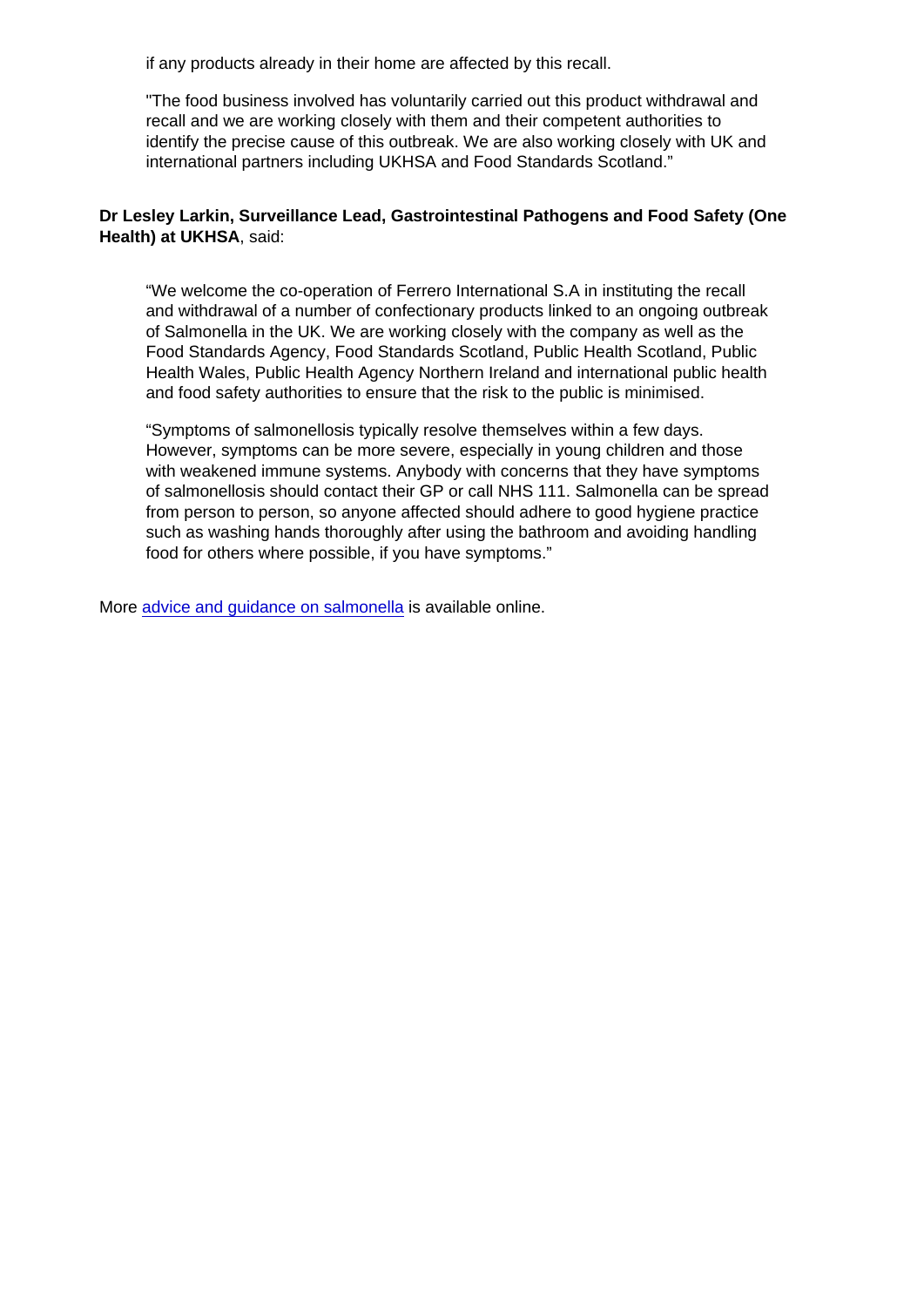if any products already in their home are affected by this recall.

"The food business involved has voluntarily carried out this product withdrawal and recall and we are working closely with them and their competent authorities to identify the precise cause of this outbreak. We are also working closely with UK and international partners including UKHSA and Food Standards Scotland."

**Dr Lesley Larkin, Surveillance Lead, Gastrointestinal Pathogens and Food Safety (One Health) at UKHSA**, said:

> "We welcome the co-operation of Ferrero International S.A in instituting the recall and withdrawal of a number of confectionary products linked to an ongoing outbreak of Salmonella in the UK. We are working closely with the company as well as the Food Standards Agency, Food Standards Scotland, Public Health Scotland, Public Health Wales, Public Health Agency Northern Ireland and international public health and food safety authorities to ensure that the risk to the public is minimised.
>
> "Symptoms of salmonellosis typically resolve themselves within a few days. However, symptoms can be more severe, especially in young children and those with weakened immune systems. Anybody with concerns that they have symptoms of salmonellosis should contact their GP or call NHS 111. Salmonella can be spread from person to person, so anyone affected should adhere to good hygiene practice such as washing hands thoroughly after using the bathroom and avoiding handling food for others where possible, if you have symptoms."

More advice and guidance on salmonella is available online.